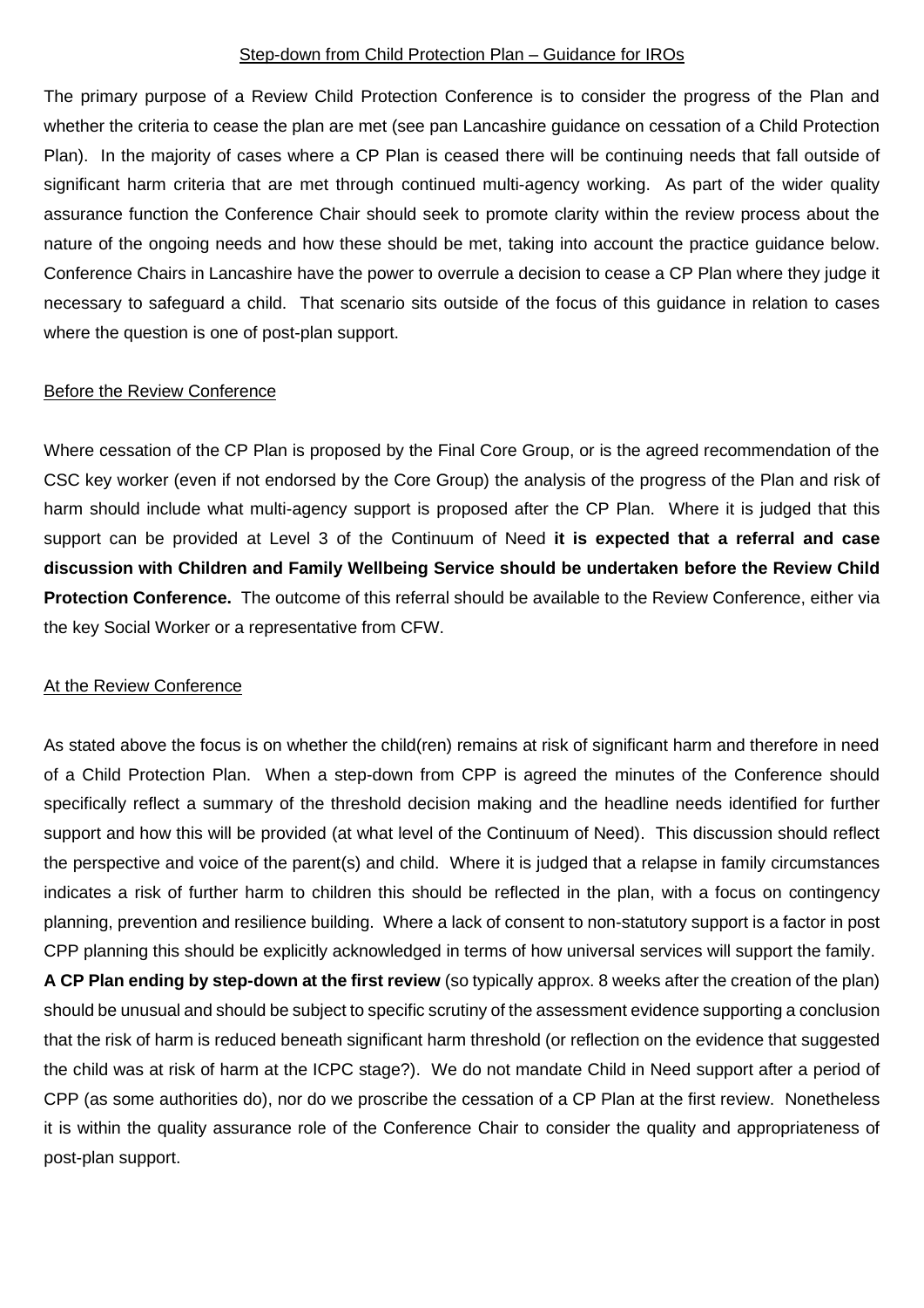## Step-down from Child Protection Plan – Guidance for IROs

The primary purpose of a Review Child Protection Conference is to consider the progress of the Plan and whether the criteria to cease the plan are met (see pan Lancashire guidance on cessation of a Child Protection Plan). In the majority of cases where a CP Plan is ceased there will be continuing needs that fall outside of significant harm criteria that are met through continued multi-agency working. As part of the wider quality assurance function the Conference Chair should seek to promote clarity within the review process about the nature of the ongoing needs and how these should be met, taking into account the practice guidance below. Conference Chairs in Lancashire have the power to overrule a decision to cease a CP Plan where they judge it necessary to safeguard a child. That scenario sits outside of the focus of this guidance in relation to cases where the question is one of post-plan support.

### Before the Review Conference

Where cessation of the CP Plan is proposed by the Final Core Group, or is the agreed recommendation of the CSC key worker (even if not endorsed by the Core Group) the analysis of the progress of the Plan and risk of harm should include what multi-agency support is proposed after the CP Plan. Where it is judged that this support can be provided at Level 3 of the Continuum of Need **it is expected that a referral and case discussion with Children and Family Wellbeing Service should be undertaken before the Review Child Protection Conference.** The outcome of this referral should be available to the Review Conference, either via the key Social Worker or a representative from CFW.

### At the Review Conference

As stated above the focus is on whether the child(ren) remains at risk of significant harm and therefore in need of a Child Protection Plan. When a step-down from CPP is agreed the minutes of the Conference should specifically reflect a summary of the threshold decision making and the headline needs identified for further support and how this will be provided (at what level of the Continuum of Need). This discussion should reflect the perspective and voice of the parent(s) and child. Where it is judged that a relapse in family circumstances indicates a risk of further harm to children this should be reflected in the plan, with a focus on contingency planning, prevention and resilience building. Where a lack of consent to non-statutory support is a factor in post CPP planning this should be explicitly acknowledged in terms of how universal services will support the family.

**A CP Plan ending by step-down at the first review** (so typically approx. 8 weeks after the creation of the plan) should be unusual and should be subject to specific scrutiny of the assessment evidence supporting a conclusion that the risk of harm is reduced beneath significant harm threshold (or reflection on the evidence that suggested the child was at risk of harm at the ICPC stage?). We do not mandate Child in Need support after a period of CPP (as some authorities do), nor do we proscribe the cessation of a CP Plan at the first review. Nonetheless it is within the quality assurance role of the Conference Chair to consider the quality and appropriateness of post-plan support.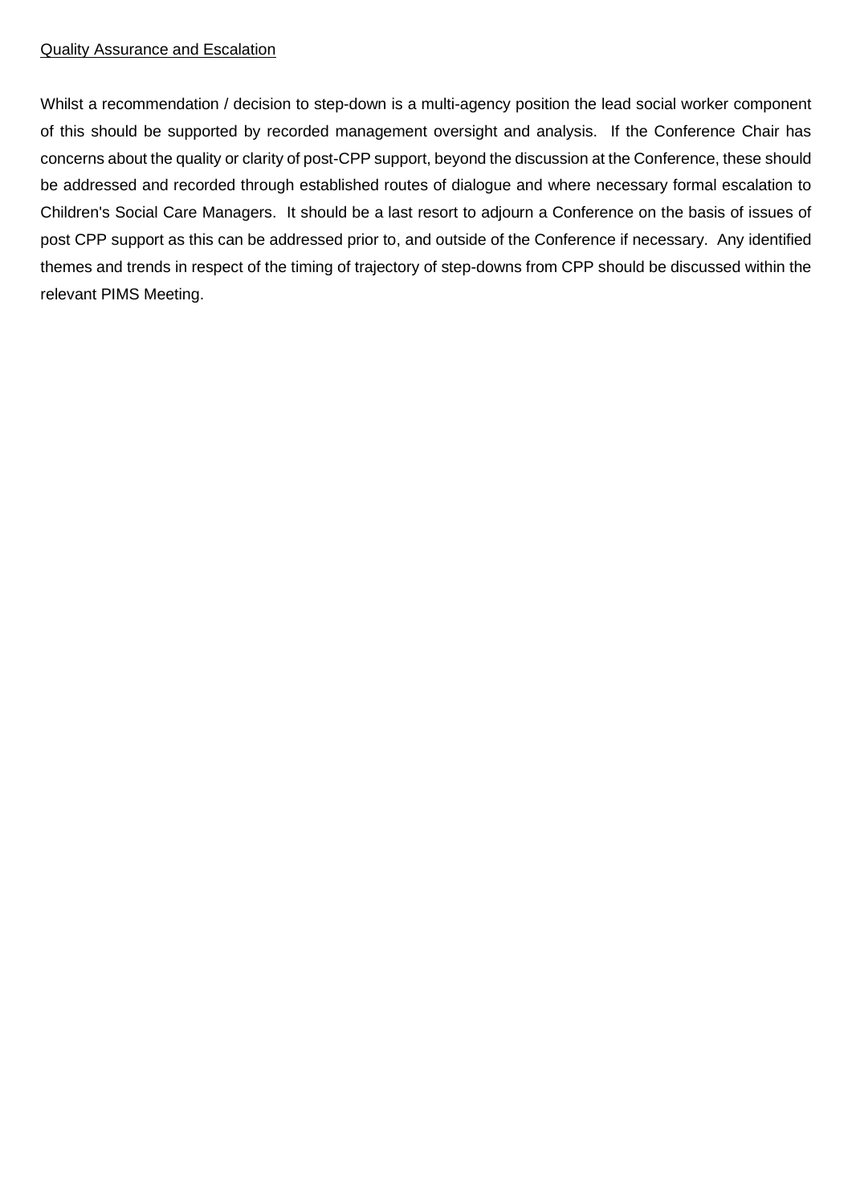Quality Assurance and Escalation

Whilst a recommendation / decision to step-down is a multi-agency position the lead social worker component of this should be supported by recorded management oversight and analysis. If the Conference Chair has concerns about the quality or clarity of post-CPP support, beyond the discussion at the Conference, these should be addressed and recorded through established routes of dialogue and where necessary formal escalation to Children's Social Care Managers. It should be a last resort to adjourn a Conference on the basis of issues of post CPP support as this can be addressed prior to, and outside of the Conference if necessary. Any identified themes and trends in respect of the timing of trajectory of step-downs from CPP should be discussed within the relevant PIMS Meeting.